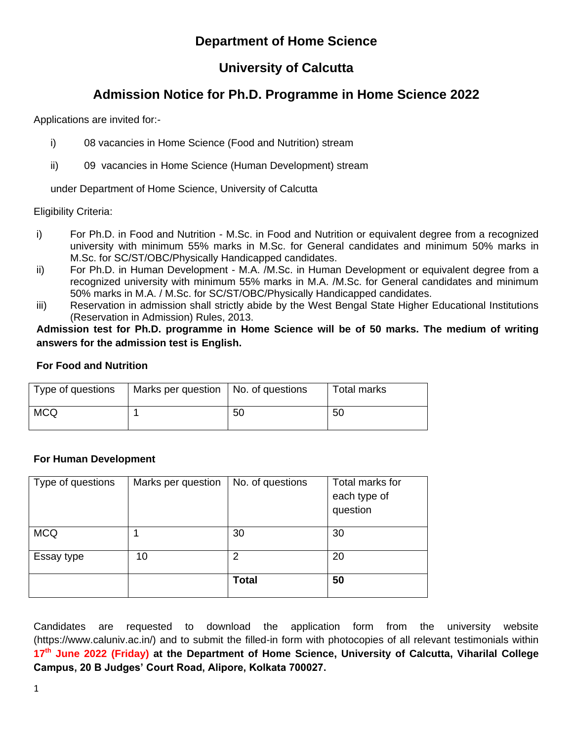# Department of Home Science

# University of Calcutta

## Admission Notice for Ph.D. Programme in Home Science 2022

Applications are invited for:-

i) 08 vacancies in Home Science (Food and Nutrition) stream

ii) 09 vacancies in Home Science (Human Development) stream

under Department of Home Science, University of Calcutta

Eligibility Criteria:

i) For Ph.D. in Food and Nutrition - M.Sc. in Food and Nutrition or equivalent degree from a recognized university with minimum 55% marks in M.Sc. for General candidates and minimum 50% marks in M.Sc. for SC/ST/OBC/Physically Handicapped candidates.

ii) For Ph.D. in Human Development - M.A. /M.Sc. in Human Development or equivalent degree from a recognized university with minimum 55% marks in M.A. /M.Sc. for General candidates and minimum 50% marks in M.A. / M.Sc. for SC/ST/OBC/Physically Handicapped candidates.

iii) Reservation in admission shall strictly abide by the West Bengal State Higher Educational Institutions (Reservation in Admission) Rules, 2013.

**Admission test for Ph.D. programme in Home Science will be of 50 marks. The medium of writing answers for the admission test is English.**

**For Food and Nutrition**

| Type of questions | Marks per question | No. of questions | Total marks |
|---|---|---|---|
| MCQ | 1 | 50 | 50 |

**For Human Development**

| Type of questions | Marks per question | No. of questions | Total marks for each type of question |
|---|---|---|---|
| MCQ | 1 | 30 | 30 |
| Essay type | 10 | 2 | 20 |
| | | **Total** | **50** |

Candidates are requested to download the application form from the university website (https://www.caluniv.ac.in/) and to submit the filled-in form with photocopies of all relevant testimonials within **17th June 2022 (Friday) at the Department of Home Science, University of Calcutta, Viharilal College Campus, 20 B Judges' Court Road, Alipore, Kolkata 700027.**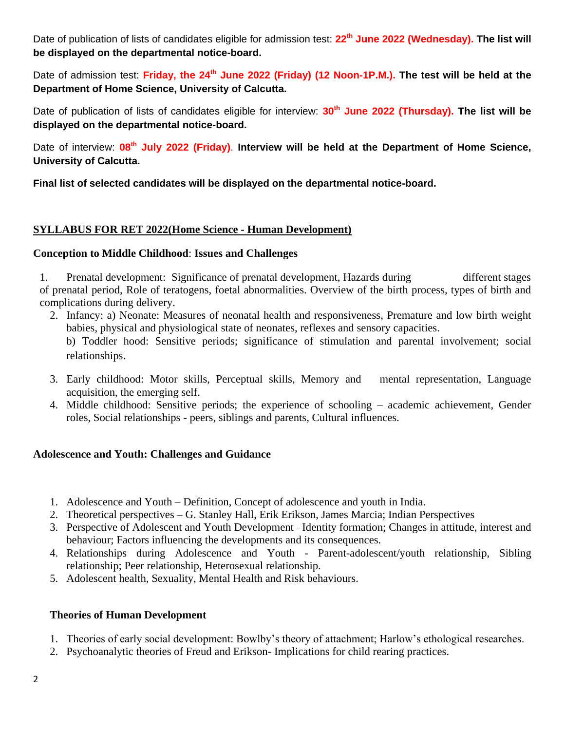Date of publication of lists of candidates eligible for admission test: **22th June 2022 (Wednesday). The list will be displayed on the departmental notice-board.**

Date of admission test: **Friday, the 24th June 2022 (Friday) (12 Noon-1P.M.). The test will be held at the Department of Home Science, University of Calcutta.**

Date of publication of lists of candidates eligible for interview: **30th June 2022 (Thursday). The list will be displayed on the departmental notice-board.**

Date of interview: **08th July 2022 (Friday)**. **Interview will be held at the Department of Home Science, University of Calcutta.**

**Final list of selected candidates will be displayed on the departmental notice-board.**

## SYLLABUS FOR RET 2022(Home Science - Human Development)

### Conception to Middle Childhood: Issues and Challenges

1. Prenatal development: Significance of prenatal development, Hazards during different stages of prenatal period, Role of teratogens, foetal abnormalities. Overview of the birth process, types of birth and complications during delivery.
2. Infancy: a) Neonate: Measures of neonatal health and responsiveness, Premature and low birth weight babies, physical and physiological state of neonates, reflexes and sensory capacities.
   b) Toddler hood: Sensitive periods; significance of stimulation and parental involvement; social relationships.
3. Early childhood: Motor skills, Perceptual skills, Memory and mental representation, Language acquisition, the emerging self.
4. Middle childhood: Sensitive periods; the experience of schooling – academic achievement, Gender roles, Social relationships - peers, siblings and parents, Cultural influences.

### Adolescence and Youth: Challenges and Guidance

1. Adolescence and Youth – Definition, Concept of adolescence and youth in India.
2. Theoretical perspectives – G. Stanley Hall, Erik Erikson, James Marcia; Indian Perspectives
3. Perspective of Adolescent and Youth Development –Identity formation; Changes in attitude, interest and behaviour; Factors influencing the developments and its consequences.
4. Relationships during Adolescence and Youth - Parent-adolescent/youth relationship, Sibling relationship; Peer relationship, Heterosexual relationship.
5. Adolescent health, Sexuality, Mental Health and Risk behaviours.

### Theories of Human Development

1. Theories of early social development: Bowlby's theory of attachment; Harlow's ethological researches.
2. Psychoanalytic theories of Freud and Erikson- Implications for child rearing practices.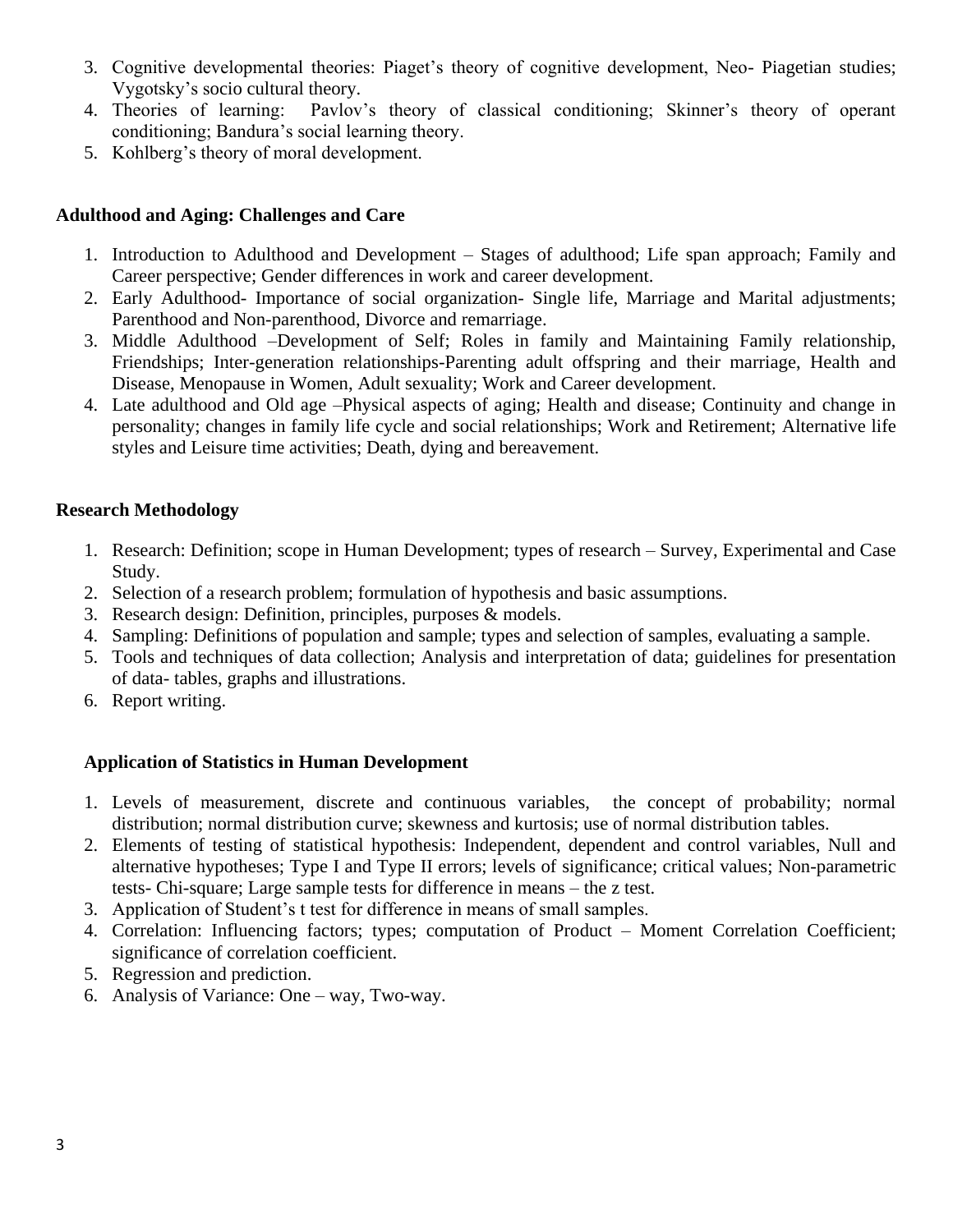3. Cognitive developmental theories: Piaget's theory of cognitive development, Neo- Piagetian studies; Vygotsky's socio cultural theory.
4. Theories of learning: Pavlov's theory of classical conditioning; Skinner's theory of operant conditioning; Bandura's social learning theory.
5. Kohlberg's theory of moral development.

**Adulthood and Aging: Challenges and Care**

1. Introduction to Adulthood and Development – Stages of adulthood; Life span approach; Family and Career perspective; Gender differences in work and career development.
2. Early Adulthood- Importance of social organization- Single life, Marriage and Marital adjustments; Parenthood and Non-parenthood, Divorce and remarriage.
3. Middle Adulthood –Development of Self; Roles in family and Maintaining Family relationship, Friendships; Inter-generation relationships-Parenting adult offspring and their marriage, Health and Disease, Menopause in Women, Adult sexuality; Work and Career development.
4. Late adulthood and Old age –Physical aspects of aging; Health and disease; Continuity and change in personality; changes in family life cycle and social relationships; Work and Retirement; Alternative life styles and Leisure time activities; Death, dying and bereavement.

**Research Methodology**

1. Research: Definition; scope in Human Development; types of research – Survey, Experimental and Case Study.
2. Selection of a research problem; formulation of hypothesis and basic assumptions.
3. Research design: Definition, principles, purposes & models.
4. Sampling: Definitions of population and sample; types and selection of samples, evaluating a sample.
5. Tools and techniques of data collection; Analysis and interpretation of data; guidelines for presentation of data- tables, graphs and illustrations.
6. Report writing.

**Application of Statistics in Human Development**

1. Levels of measurement, discrete and continuous variables, the concept of probability; normal distribution; normal distribution curve; skewness and kurtosis; use of normal distribution tables.
2. Elements of testing of statistical hypothesis: Independent, dependent and control variables, Null and alternative hypotheses; Type I and Type II errors; levels of significance; critical values; Non-parametric tests- Chi-square; Large sample tests for difference in means – the z test.
3. Application of Student's t test for difference in means of small samples.
4. Correlation: Influencing factors; types; computation of Product – Moment Correlation Coefficient; significance of correlation coefficient.
5. Regression and prediction.
6. Analysis of Variance: One – way, Two-way.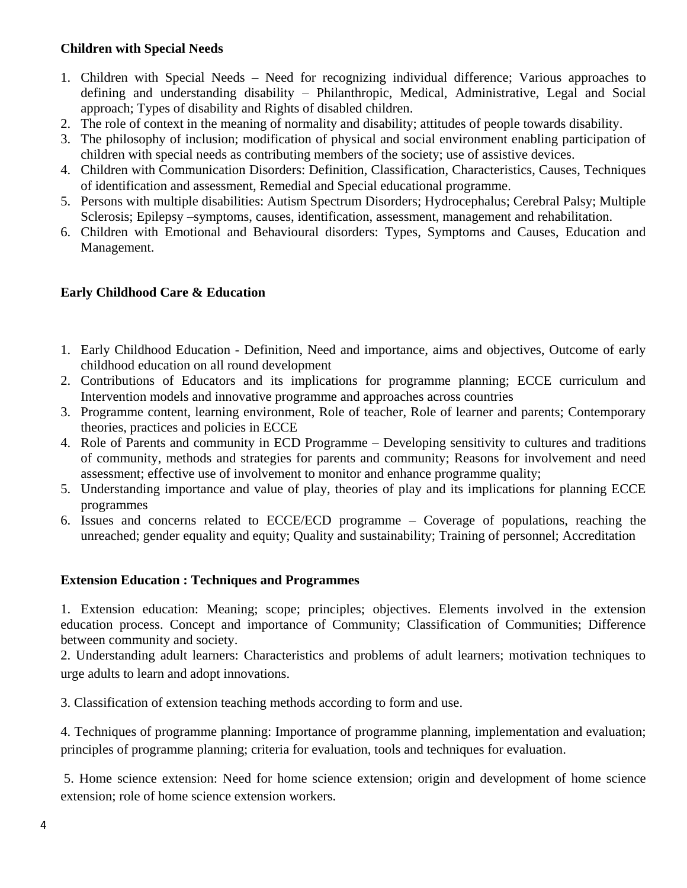**Children with Special Needs**

1. Children with Special Needs – Need for recognizing individual difference; Various approaches to defining and understanding disability – Philanthropic, Medical, Administrative, Legal and Social approach; Types of disability and Rights of disabled children.
2. The role of context in the meaning of normality and disability; attitudes of people towards disability.
3. The philosophy of inclusion; modification of physical and social environment enabling participation of children with special needs as contributing members of the society; use of assistive devices.
4. Children with Communication Disorders: Definition, Classification, Characteristics, Causes, Techniques of identification and assessment, Remedial and Special educational programme.
5. Persons with multiple disabilities: Autism Spectrum Disorders; Hydrocephalus; Cerebral Palsy; Multiple Sclerosis; Epilepsy –symptoms, causes, identification, assessment, management and rehabilitation.
6. Children with Emotional and Behavioural disorders: Types, Symptoms and Causes, Education and Management.

**Early Childhood Care & Education**

1. Early Childhood Education - Definition, Need and importance, aims and objectives, Outcome of early childhood education on all round development
2. Contributions of Educators and its implications for programme planning; ECCE curriculum and Intervention models and innovative programme and approaches across countries
3. Programme content, learning environment, Role of teacher, Role of learner and parents; Contemporary theories, practices and policies in ECCE
4. Role of Parents and community in ECD Programme – Developing sensitivity to cultures and traditions of community, methods and strategies for parents and community; Reasons for involvement and need assessment; effective use of involvement to monitor and enhance programme quality;
5. Understanding importance and value of play, theories of play and its implications for planning ECCE programmes
6. Issues and concerns related to ECCE/ECD programme – Coverage of populations, reaching the unreached; gender equality and equity; Quality and sustainability; Training of personnel; Accreditation

**Extension Education : Techniques and Programmes**

1. Extension education: Meaning; scope; principles; objectives. Elements involved in the extension education process. Concept and importance of Community; Classification of Communities; Difference between community and society.

2. Understanding adult learners: Characteristics and problems of adult learners; motivation techniques to urge adults to learn and adopt innovations.

3. Classification of extension teaching methods according to form and use.

4. Techniques of programme planning: Importance of programme planning, implementation and evaluation; principles of programme planning; criteria for evaluation, tools and techniques for evaluation.

5. Home science extension: Need for home science extension; origin and development of home science extension; role of home science extension workers.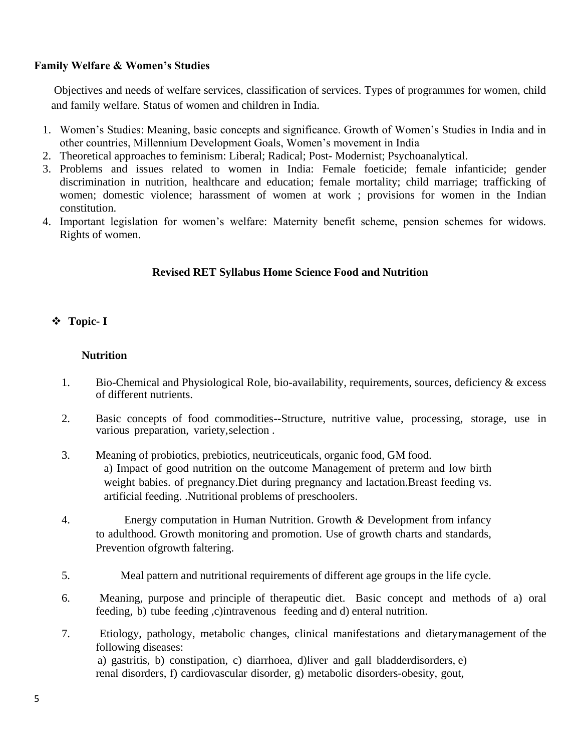**Family Welfare & Women's Studies**

Objectives and needs of welfare services, classification of services. Types of programmes for women, child and family welfare. Status of women and children in India.

1. Women's Studies: Meaning, basic concepts and significance. Growth of Women's Studies in India and in other countries, Millennium Development Goals, Women's movement in India
2. Theoretical approaches to feminism: Liberal; Radical; Post- Modernist; Psychoanalytical.
3. Problems and issues related to women in India: Female foeticide; female infanticide; gender discrimination in nutrition, healthcare and education; female mortality; child marriage; trafficking of women; domestic violence; harassment of women at work ; provisions for women in the Indian constitution.
4. Important legislation for women's welfare: Maternity benefit scheme, pension schemes for widows. Rights of women.

## Revised RET Syllabus Home Science Food and Nutrition

- **Topic- I**

**Nutrition**

1. Bio-Chemical and Physiological Role, bio-availability, requirements, sources, deficiency & excess of different nutrients.
2. Basic concepts of food commodities--Structure, nutritive value, processing, storage, use in various preparation, variety,selection .
3. Meaning of probiotics, prebiotics, neutriceuticals, organic food, GM food.
   a) Impact of good nutrition on the outcome Management of preterm and low birth weight babies. of pregnancy.Diet during pregnancy and lactation.Breast feeding vs. artificial feeding. .Nutritional problems of preschoolers.
4. Energy computation in Human Nutrition. Growth *&* Development from infancy to adulthood. Growth monitoring and promotion. Use of growth charts and standards, Prevention ofgrowth faltering.
5. Meal pattern and nutritional requirements of different age groups in the life cycle.
6. Meaning, purpose and principle of therapeutic diet. Basic concept and methods of a) oral feeding, b) tube feeding ,c)intravenous feeding and d) enteral nutrition.
7. Etiology, pathology, metabolic changes, clinical manifestations and dietarymanagement of the following diseases:
   a) gastritis, b) constipation, c) diarrhoea, d)liver and gall bladderdisorders, e) renal disorders, f) cardiovascular disorder, g) metabolic disorders-obesity, gout,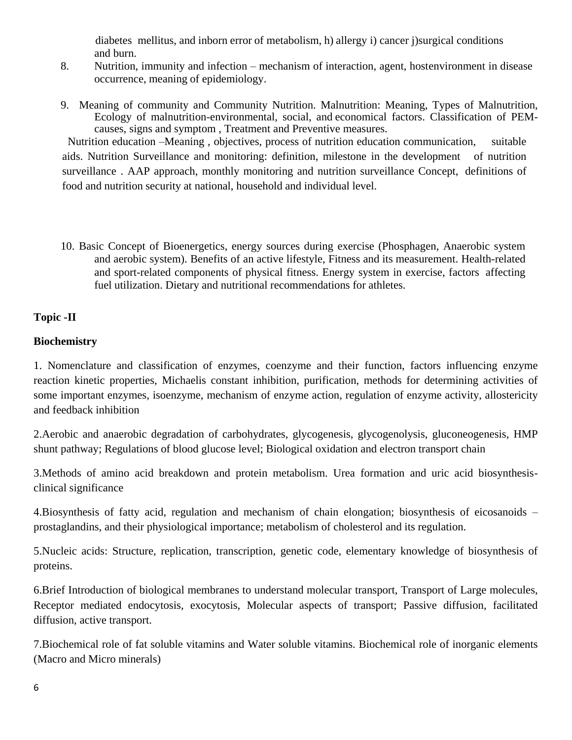diabetes mellitus, and inborn error of metabolism, h) allergy i) cancer j)surgical conditions and burn.

8. Nutrition, immunity and infection – mechanism of interaction, agent, hostenvironment in disease occurrence, meaning of epidemiology.

9. Meaning of community and Community Nutrition. Malnutrition: Meaning, Types of Malnutrition, Ecology of malnutrition-environmental, social, and economical factors. Classification of PEM-causes, signs and symptom , Treatment and Preventive measures.

Nutrition education –Meaning , objectives, process of nutrition education communication, suitable aids. Nutrition Surveillance and monitoring: definition, milestone in the development of nutrition surveillance . AAP approach, monthly monitoring and nutrition surveillance Concept, definitions of food and nutrition security at national, household and individual level.

10. Basic Concept of Bioenergetics, energy sources during exercise (Phosphagen, Anaerobic system and aerobic system). Benefits of an active lifestyle, Fitness and its measurement. Health-related and sport-related components of physical fitness. Energy system in exercise, factors affecting fuel utilization. Dietary and nutritional recommendations for athletes.

**Topic -II**

**Biochemistry**

1. Nomenclature and classification of enzymes, coenzyme and their function, factors influencing enzyme reaction kinetic properties, Michaelis constant inhibition, purification, methods for determining activities of some important enzymes, isoenzyme, mechanism of enzyme action, regulation of enzyme activity, allostericity and feedback inhibition

2.Aerobic and anaerobic degradation of carbohydrates, glycogenesis, glycogenolysis, gluconeogenesis, HMP shunt pathway; Regulations of blood glucose level; Biological oxidation and electron transport chain

3.Methods of amino acid breakdown and protein metabolism. Urea formation and uric acid biosynthesis-clinical significance

4.Biosynthesis of fatty acid, regulation and mechanism of chain elongation; biosynthesis of eicosanoids – prostaglandins, and their physiological importance; metabolism of cholesterol and its regulation.

5.Nucleic acids: Structure, replication, transcription, genetic code, elementary knowledge of biosynthesis of proteins.

6.Brief Introduction of biological membranes to understand molecular transport, Transport of Large molecules, Receptor mediated endocytosis, exocytosis, Molecular aspects of transport; Passive diffusion, facilitated diffusion, active transport.

7.Biochemical role of fat soluble vitamins and Water soluble vitamins. Biochemical role of inorganic elements (Macro and Micro minerals)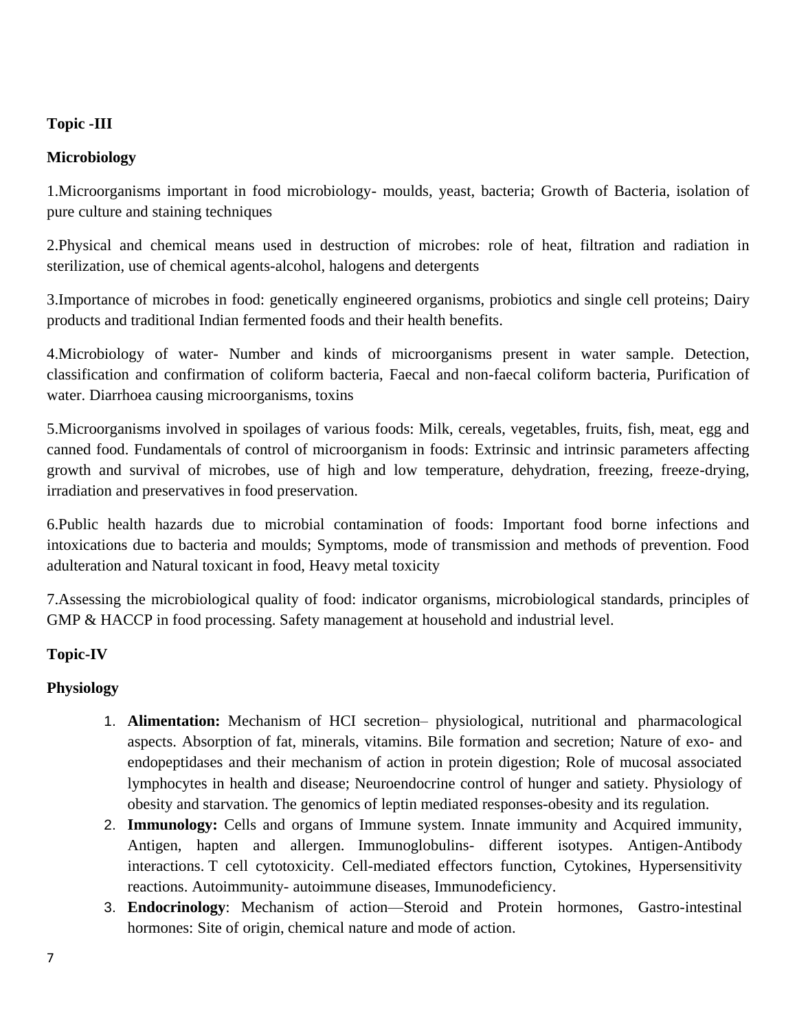**Topic -III**

**Microbiology**

1.Microorganisms important in food microbiology- moulds, yeast, bacteria; Growth of Bacteria, isolation of pure culture and staining techniques

2.Physical and chemical means used in destruction of microbes: role of heat, filtration and radiation in sterilization, use of chemical agents-alcohol, halogens and detergents

3.Importance of microbes in food: genetically engineered organisms, probiotics and single cell proteins; Dairy products and traditional Indian fermented foods and their health benefits.

4.Microbiology of water- Number and kinds of microorganisms present in water sample. Detection, classification and confirmation of coliform bacteria, Faecal and non-faecal coliform bacteria, Purification of water. Diarrhoea causing microorganisms, toxins

5.Microorganisms involved in spoilages of various foods: Milk, cereals, vegetables, fruits, fish, meat, egg and canned food. Fundamentals of control of microorganism in foods: Extrinsic and intrinsic parameters affecting growth and survival of microbes, use of high and low temperature, dehydration, freezing, freeze-drying, irradiation and preservatives in food preservation.

6.Public health hazards due to microbial contamination of foods: Important food borne infections and intoxications due to bacteria and moulds; Symptoms, mode of transmission and methods of prevention. Food adulteration and Natural toxicant in food, Heavy metal toxicity

7.Assessing the microbiological quality of food: indicator organisms, microbiological standards, principles of GMP & HACCP in food processing. Safety management at household and industrial level.

**Topic-IV**

**Physiology**

1. **Alimentation:** Mechanism of HCI secretion– physiological, nutritional and pharmacological aspects. Absorption of fat, minerals, vitamins. Bile formation and secretion; Nature of exo- and endopeptidases and their mechanism of action in protein digestion; Role of mucosal associated lymphocytes in health and disease; Neuroendocrine control of hunger and satiety. Physiology of obesity and starvation. The genomics of leptin mediated responses-obesity and its regulation.
2. **Immunology:** Cells and organs of Immune system. Innate immunity and Acquired immunity, Antigen, hapten and allergen. Immunoglobulins- different isotypes. Antigen-Antibody interactions. T cell cytotoxicity. Cell-mediated effectors function, Cytokines, Hypersensitivity reactions. Autoimmunity- autoimmune diseases, Immunodeficiency.
3. **Endocrinology**: Mechanism of action—Steroid and Protein hormones, Gastro-intestinal hormones: Site of origin, chemical nature and mode of action.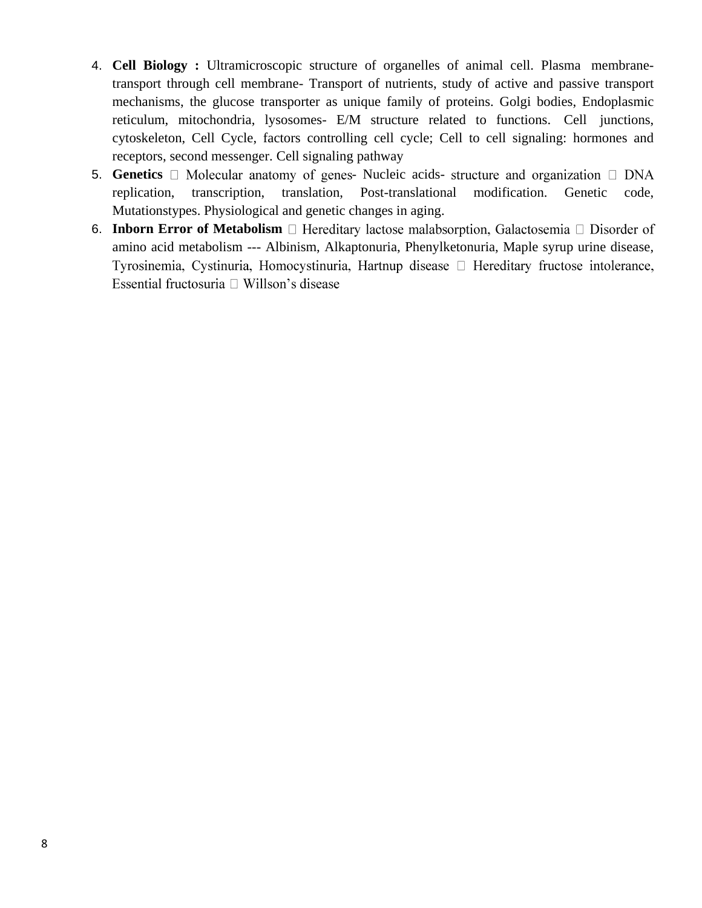4. **Cell Biology :** Ultramicroscopic structure of organelles of animal cell. Plasma membrane- transport through cell membrane- Transport of nutrients, study of active and passive transport mechanisms, the glucose transporter as unique family of proteins. Golgi bodies, Endoplasmic reticulum, mitochondria, lysosomes- E/M structure related to functions. Cell junctions, cytoskeleton, Cell Cycle, factors controlling cell cycle; Cell to cell signaling: hormones and receptors, second messenger. Cell signaling pathway
5. **Genetics**  Molecular anatomy of genes- Nucleic acids- structure and organization  DNA replication, transcription, translation, Post-translational modification. Genetic code, Mutationstypes. Physiological and genetic changes in aging.
6. **Inborn Error of Metabolism**  Hereditary lactose malabsorption, Galactosemia  Disorder of amino acid metabolism --- Albinism, Alkaptonuria, Phenylketonuria, Maple syrup urine disease, Tyrosinemia, Cystinuria, Homocystinuria, Hartnup disease  Hereditary fructose intolerance, Essential fructosuria  Willson's disease